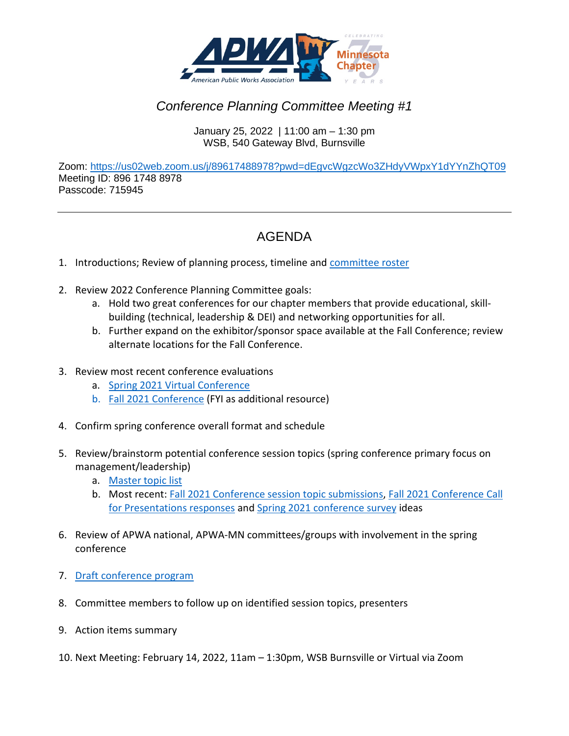# *Conference Planning Committee Meeting #1*

January 25, 2022 | 11:00 am – 1:30 pm
WSB, 540 Gateway Blvd, Burnsville

Zoom: https://us02web.zoom.us/j/89617488978?pwd=dEgvcWgzcWo3ZHdyVWpxY1dYYnZhQT09
Meeting ID: 896 1748 8978
Passcode: 715945

---

## AGENDA

1. Introductions; Review of planning process, timeline and committee roster

2. Review 2022 Conference Planning Committee goals:
   a. Hold two great conferences for our chapter members that provide educational, skill-building (technical, leadership & DEI) and networking opportunities for all.
   b. Further expand on the exhibitor/sponsor space available at the Fall Conference; review alternate locations for the Fall Conference.

3. Review most recent conference evaluations
   a. Spring 2021 Virtual Conference
   b. Fall 2021 Conference (FYI as additional resource)

4. Confirm spring conference overall format and schedule

5. Review/brainstorm potential conference session topics (spring conference primary focus on management/leadership)
   a. Master topic list
   b. Most recent: Fall 2021 Conference session topic submissions, Fall 2021 Conference Call for Presentations responses and Spring 2021 conference survey ideas

6. Review of APWA national, APWA-MN committees/groups with involvement in the spring conference

7. Draft conference program

8. Committee members to follow up on identified session topics, presenters

9. Action items summary

10. Next Meeting: February 14, 2022, 11am – 1:30pm, WSB Burnsville or Virtual via Zoom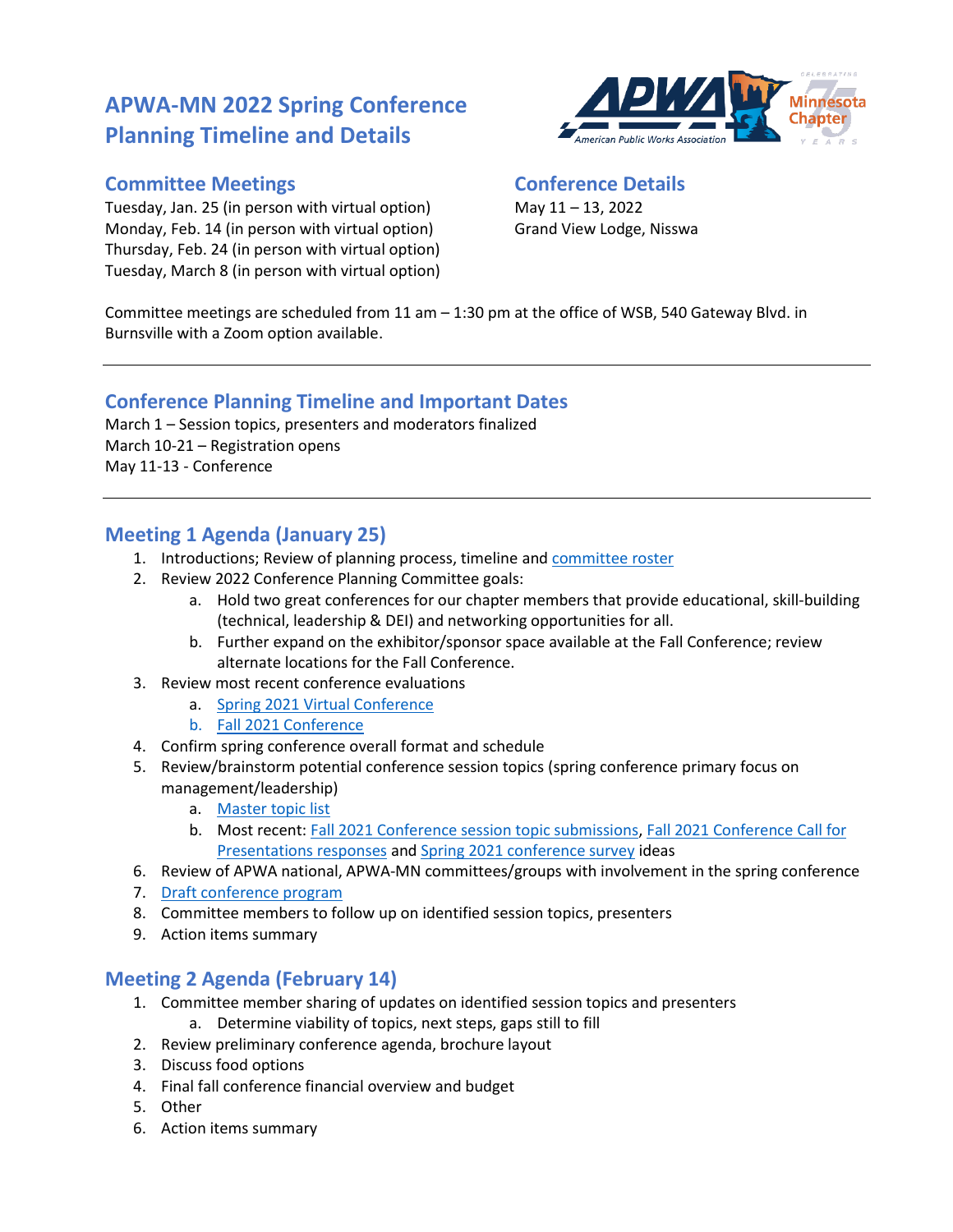# APWA-MN 2022 Spring Conference Planning Timeline and Details

## Committee Meetings

Tuesday, Jan. 25 (in person with virtual option)
Monday, Feb. 14 (in person with virtual option)
Thursday, Feb. 24 (in person with virtual option)
Tuesday, March 8 (in person with virtual option)

## Conference Details

May 11 – 13, 2022
Grand View Lodge, Nisswa

Committee meetings are scheduled from 11 am – 1:30 pm at the office of WSB, 540 Gateway Blvd. in Burnsville with a Zoom option available.

---

## Conference Planning Timeline and Important Dates

March 1 – Session topics, presenters and moderators finalized
March 10-21 – Registration opens
May 11-13 - Conference

---

## Meeting 1 Agenda (January 25)

1. Introductions; Review of planning process, timeline and committee roster
2. Review 2022 Conference Planning Committee goals:
   a. Hold two great conferences for our chapter members that provide educational, skill-building (technical, leadership & DEI) and networking opportunities for all.
   b. Further expand on the exhibitor/sponsor space available at the Fall Conference; review alternate locations for the Fall Conference.
3. Review most recent conference evaluations
   a. Spring 2021 Virtual Conference
   b. Fall 2021 Conference
4. Confirm spring conference overall format and schedule
5. Review/brainstorm potential conference session topics (spring conference primary focus on management/leadership)
   a. Master topic list
   b. Most recent: Fall 2021 Conference session topic submissions, Fall 2021 Conference Call for Presentations responses and Spring 2021 conference survey ideas
6. Review of APWA national, APWA-MN committees/groups with involvement in the spring conference
7. Draft conference program
8. Committee members to follow up on identified session topics, presenters
9. Action items summary

## Meeting 2 Agenda (February 14)

1. Committee member sharing of updates on identified session topics and presenters
   a. Determine viability of topics, next steps, gaps still to fill
2. Review preliminary conference agenda, brochure layout
3. Discuss food options
4. Final fall conference financial overview and budget
5. Other
6. Action items summary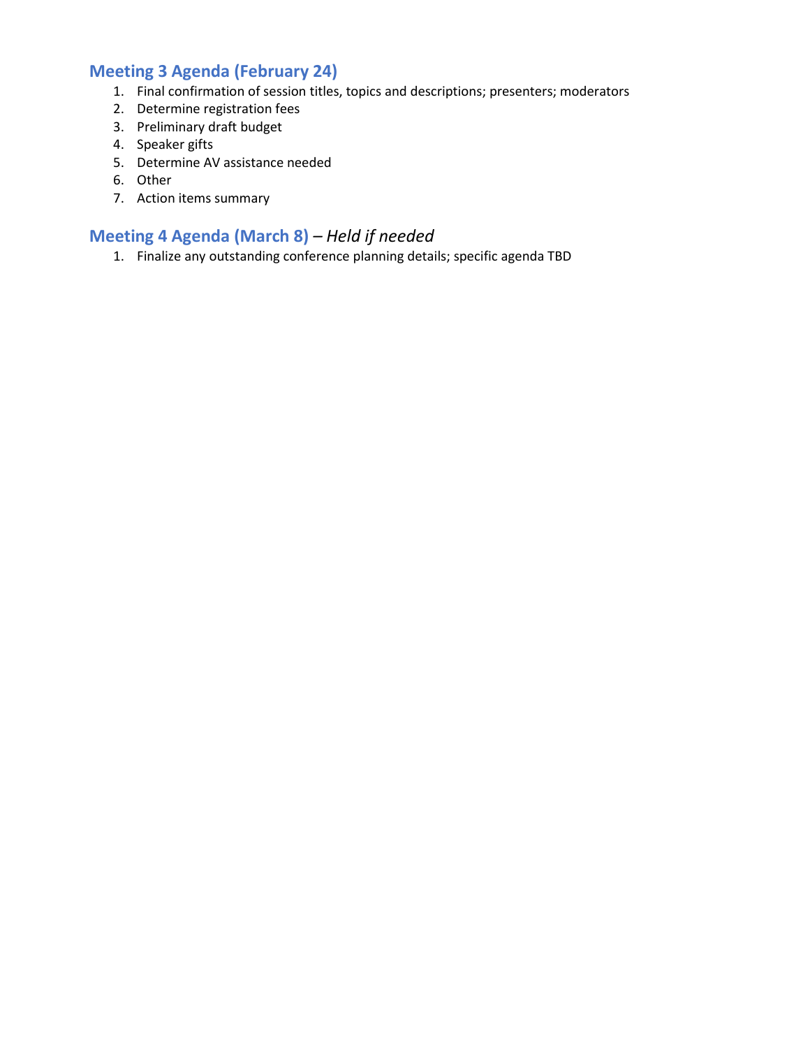## Meeting 3 Agenda (February 24)

1. Final confirmation of session titles, topics and descriptions; presenters; moderators
2. Determine registration fees
3. Preliminary draft budget
4. Speaker gifts
5. Determine AV assistance needed
6. Other
7. Action items summary

## Meeting 4 Agenda (March 8) – *Held if needed*

1. Finalize any outstanding conference planning details; specific agenda TBD